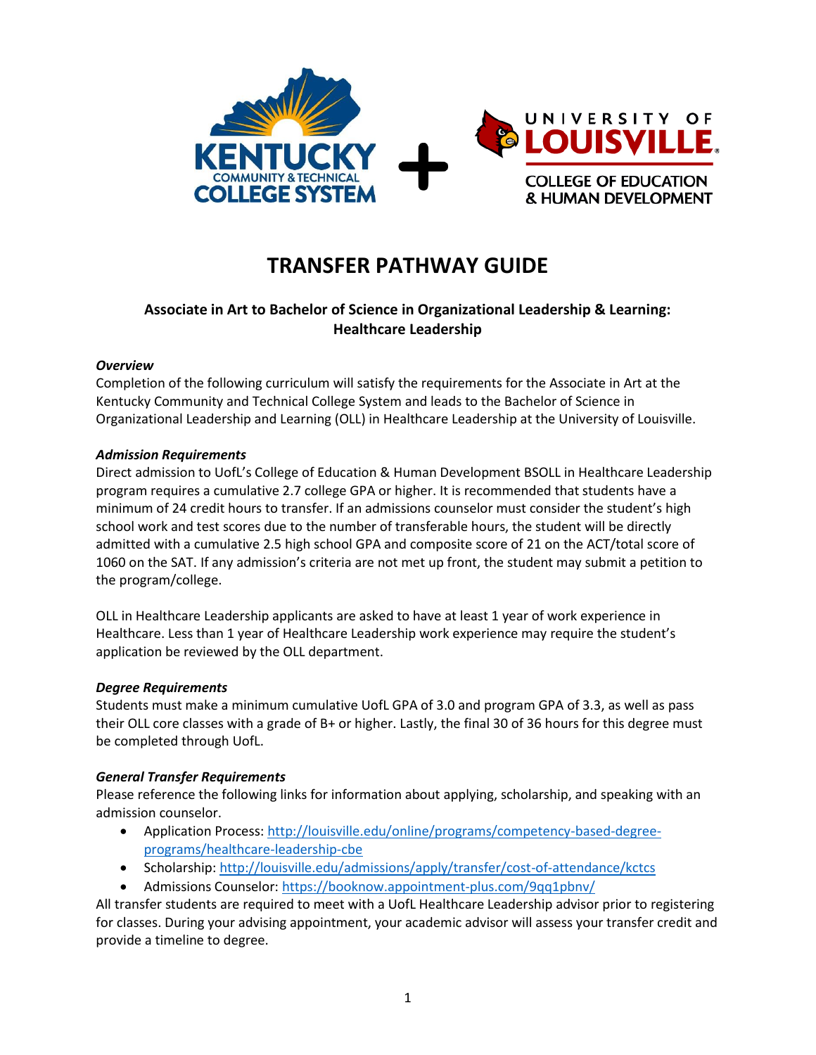# TRANSFER PATHWAY GUIDE

### Associate in Art to Bachelor of Science in Organizational Leadership & Learning: Healthcare Leadership

***Overview***

Completion of the following curriculum will satisfy the requirements for the Associate in Art at the Kentucky Community and Technical College System and leads to the Bachelor of Science in Organizational Leadership and Learning (OLL) in Healthcare Leadership at the University of Louisville.

***Admission Requirements***

Direct admission to UofL's College of Education & Human Development BSOLL in Healthcare Leadership program requires a cumulative 2.7 college GPA or higher. It is recommended that students have a minimum of 24 credit hours to transfer. If an admissions counselor must consider the student's high school work and test scores due to the number of transferable hours, the student will be directly admitted with a cumulative 2.5 high school GPA and composite score of 21 on the ACT/total score of 1060 on the SAT. If any admission's criteria are not met up front, the student may submit a petition to the program/college.

OLL in Healthcare Leadership applicants are asked to have at least 1 year of work experience in Healthcare. Less than 1 year of Healthcare Leadership work experience may require the student's application be reviewed by the OLL department.

***Degree Requirements***

Students must make a minimum cumulative UofL GPA of 3.0 and program GPA of 3.3, as well as pass their OLL core classes with a grade of B+ or higher. Lastly, the final 30 of 36 hours for this degree must be completed through UofL.

***General Transfer Requirements***

Please reference the following links for information about applying, scholarship, and speaking with an admission counselor.

- Application Process: http://louisville.edu/online/programs/competency-based-degree-programs/healthcare-leadership-cbe
- Scholarship: http://louisville.edu/admissions/apply/transfer/cost-of-attendance/kctcs
- Admissions Counselor: https://booknow.appointment-plus.com/9qq1pbnv/

All transfer students are required to meet with a UofL Healthcare Leadership advisor prior to registering for classes. During your advising appointment, your academic advisor will assess your transfer credit and provide a timeline to degree.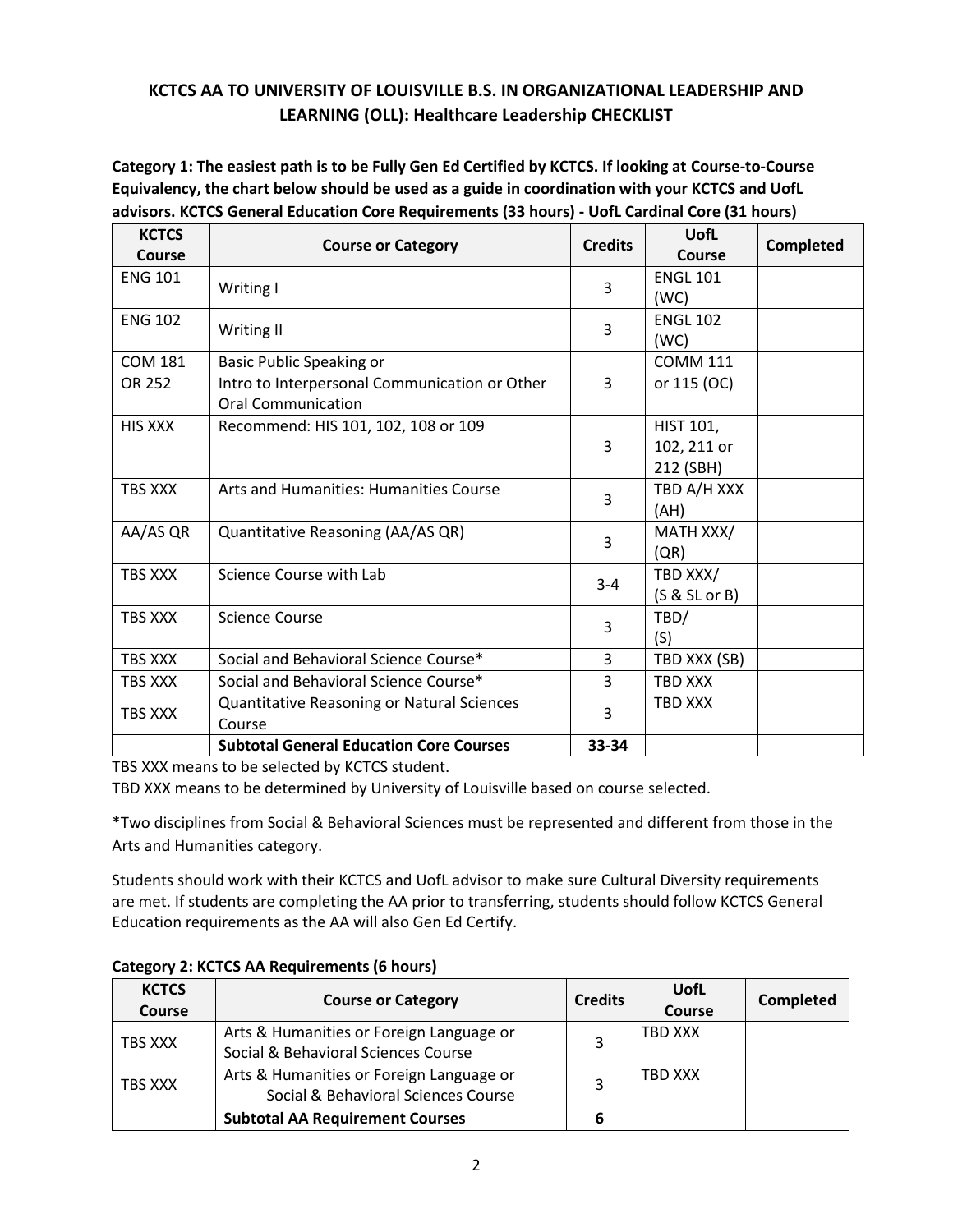## KCTCS AA TO UNIVERSITY OF LOUISVILLE B.S. IN ORGANIZATIONAL LEADERSHIP AND LEARNING (OLL): Healthcare Leadership CHECKLIST

**Category 1: The easiest path is to be Fully Gen Ed Certified by KCTCS. If looking at Course-to-Course Equivalency, the chart below should be used as a guide in coordination with your KCTCS and UofL advisors. KCTCS General Education Core Requirements (33 hours) - UofL Cardinal Core (31 hours)**

| KCTCS Course | Course or Category | Credits | UofL Course | Completed |
|---|---|---|---|---|
| ENG 101 | Writing I | 3 | ENGL 101 (WC) | |
| ENG 102 | Writing II | 3 | ENGL 102 (WC) | |
| COM 181 OR 252 | Basic Public Speaking or Intro to Interpersonal Communication or Other Oral Communication | 3 | COMM 111 or 115 (OC) | |
| HIS XXX | Recommend: HIS 101, 102, 108 or 109 | 3 | HIST 101, 102, 211 or 212 (SBH) | |
| TBS XXX | Arts and Humanities: Humanities Course | 3 | TBD A/H XXX (AH) | |
| AA/AS QR | Quantitative Reasoning (AA/AS QR) | 3 | MATH XXX/ (QR) | |
| TBS XXX | Science Course with Lab | 3-4 | TBD XXX/ (S & SL or B) | |
| TBS XXX | Science Course | 3 | TBD/ (S) | |
| TBS XXX | Social and Behavioral Science Course* | 3 | TBD XXX (SB) | |
| TBS XXX | Social and Behavioral Science Course* | 3 | TBD XXX | |
| TBS XXX | Quantitative Reasoning or Natural Sciences Course | 3 | TBD XXX | |
| | **Subtotal General Education Core Courses** | **33-34** | | |

TBS XXX means to be selected by KCTCS student.

TBD XXX means to be determined by University of Louisville based on course selected.

*Two disciplines from Social & Behavioral Sciences must be represented and different from those in the Arts and Humanities category.

Students should work with their KCTCS and UofL advisor to make sure Cultural Diversity requirements are met. If students are completing the AA prior to transferring, students should follow KCTCS General Education requirements as the AA will also Gen Ed Certify.

**Category 2: KCTCS AA Requirements (6 hours)**

| KCTCS Course | Course or Category | Credits | UofL Course | Completed |
|---|---|---|---|---|
| TBS XXX | Arts & Humanities or Foreign Language or Social & Behavioral Sciences Course | 3 | TBD XXX | |
| TBS XXX | Arts & Humanities or Foreign Language or Social & Behavioral Sciences Course | 3 | TBD XXX | |
| | **Subtotal AA Requirement Courses** | **6** | | |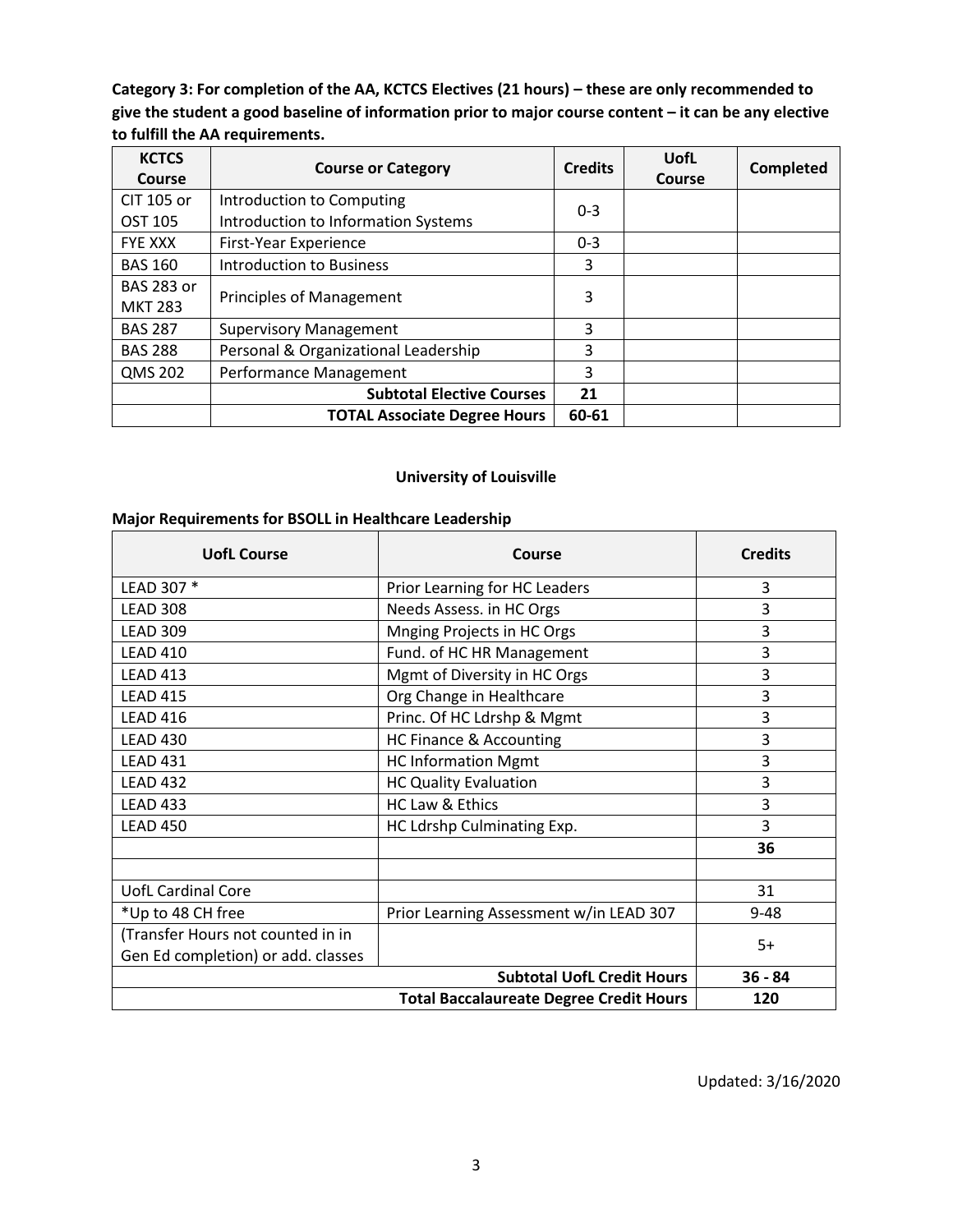**Category 3: For completion of the AA, KCTCS Electives (21 hours) – these are only recommended to give the student a good baseline of information prior to major course content – it can be any elective to fulfill the AA requirements.**

| KCTCS Course | Course or Category | Credits | UofL Course | Completed |
|---|---|---|---|---|
| CIT 105 or OST 105 | Introduction to Computing Introduction to Information Systems | 0-3 | | |
| FYE XXX | First-Year Experience | 0-3 | | |
| BAS 160 | Introduction to Business | 3 | | |
| BAS 283 or MKT 283 | Principles of Management | 3 | | |
| BAS 287 | Supervisory Management | 3 | | |
| BAS 288 | Personal & Organizational Leadership | 3 | | |
| QMS 202 | Performance Management | 3 | | |
| | **Subtotal Elective Courses** | **21** | | |
| | **TOTAL Associate Degree Hours** | **60-61** | | |

## University of Louisville

### Major Requirements for BSOLL in Healthcare Leadership

| UofL Course | Course | Credits |
|---|---|---|
| LEAD 307 * | Prior Learning for HC Leaders | 3 |
| LEAD 308 | Needs Assess. in HC Orgs | 3 |
| LEAD 309 | Mnging Projects in HC Orgs | 3 |
| LEAD 410 | Fund. of HC HR Management | 3 |
| LEAD 413 | Mgmt of Diversity in HC Orgs | 3 |
| LEAD 415 | Org Change in Healthcare | 3 |
| LEAD 416 | Princ. Of HC Ldrshp & Mgmt | 3 |
| LEAD 430 | HC Finance & Accounting | 3 |
| LEAD 431 | HC Information Mgmt | 3 |
| LEAD 432 | HC Quality Evaluation | 3 |
| LEAD 433 | HC Law & Ethics | 3 |
| LEAD 450 | HC Ldrshp Culminating Exp. | 3 |
| | | **36** |
| | | |
| UofL Cardinal Core | | 31 |
| *Up to 48 CH free | Prior Learning Assessment w/in LEAD 307 | 9-48 |
| (Transfer Hours not counted in in Gen Ed completion) or add. classes | | 5+ |
| | **Subtotal UofL Credit Hours** | **36 - 84** |
| | **Total Baccalaureate Degree Credit Hours** | **120** |

Updated: 3/16/2020